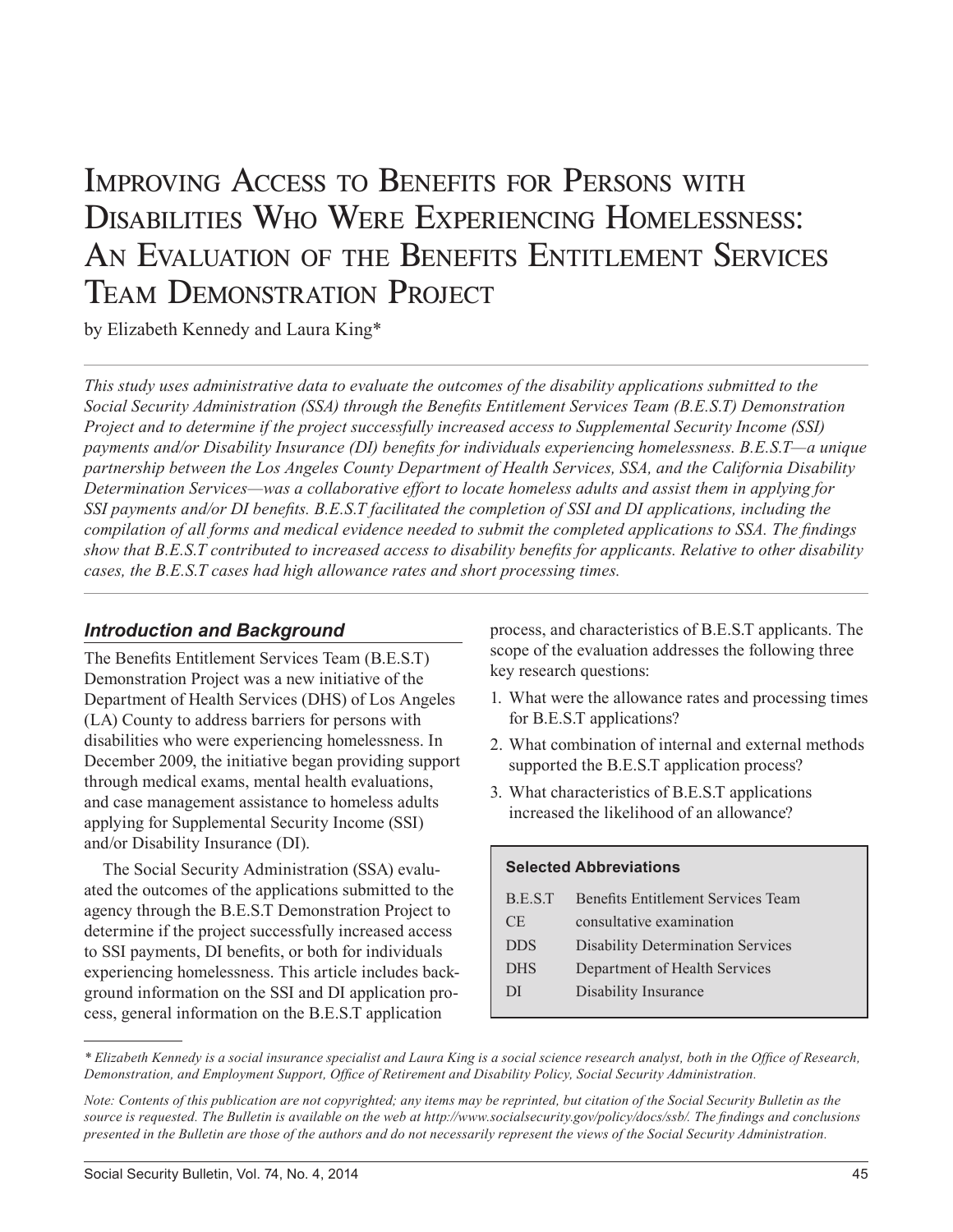# Improving Access to Benefits for Persons with Disabilities Who Were Experiencing Homelessness: An Evaluation of the Benefits Entitlement Services Team Demonstration Project

by Elizabeth Kennedy and Laura King*

*This study uses administrative data to evaluate the outcomes of the disability applications submitted to the Social Security Administration (SSA) through the Benefits Entitlement Services Team (B.E.S.T) Demonstration Project and to determine if the project successfully increased access to Supplemental Security Income (SSI) payments and/or Disability Insurance (DI) benefits for individuals experiencing homelessness. B.E.S.T—a unique partnership between the Los Angeles County Department of Health Services, SSA, and the California Disability Determination Services—was a collaborative effort to locate homeless adults and assist them in applying for SSI payments and/or DI benefits. B.E.S.T facilitated the completion of SSI and DI applications, including the compilation of all forms and medical evidence needed to submit the completed applications to SSA. The findings show that B.E.S.T contributed to increased access to disability benefits for applicants. Relative to other disability cases, the B.E.S.T cases had high allowance rates and short processing times.*

## Introduction and Background

The Benefits Entitlement Services Team (B.E.S.T) Demonstration Project was a new initiative of the Department of Health Services (DHS) of Los Angeles (LA) County to address barriers for persons with disabilities who were experiencing homelessness. In December 2009, the initiative began providing support through medical exams, mental health evaluations, and case management assistance to homeless adults applying for Supplemental Security Income (SSI) and/or Disability Insurance (DI).

The Social Security Administration (SSA) evaluated the outcomes of the applications submitted to the agency through the B.E.S.T Demonstration Project to determine if the project successfully increased access to SSI payments, DI benefits, or both for individuals experiencing homelessness. This article includes background information on the SSI and DI application process, general information on the B.E.S.T application process, and characteristics of B.E.S.T applicants. The scope of the evaluation addresses the following three key research questions:

1. What were the allowance rates and processing times for B.E.S.T applications?
2. What combination of internal and external methods supported the B.E.S.T application process?
3. What characteristics of B.E.S.T applications increased the likelihood of an allowance?

**Selected Abbreviations**

| | |
|---|---|
| B.E.S.T | Benefits Entitlement Services Team |
| CE | consultative examination |
| DDS | Disability Determination Services |
| DHS | Department of Health Services |
| DI | Disability Insurance |

---

*\* Elizabeth Kennedy is a social insurance specialist and Laura King is a social science research analyst, both in the Office of Research, Demonstration, and Employment Support, Office of Retirement and Disability Policy, Social Security Administration.*

*Note: Contents of this publication are not copyrighted; any items may be reprinted, but citation of the Social Security Bulletin as the source is requested. The Bulletin is available on the web at http://www.socialsecurity.gov/policy/docs/ssb/. The findings and conclusions presented in the Bulletin are those of the authors and do not necessarily represent the views of the Social Security Administration.*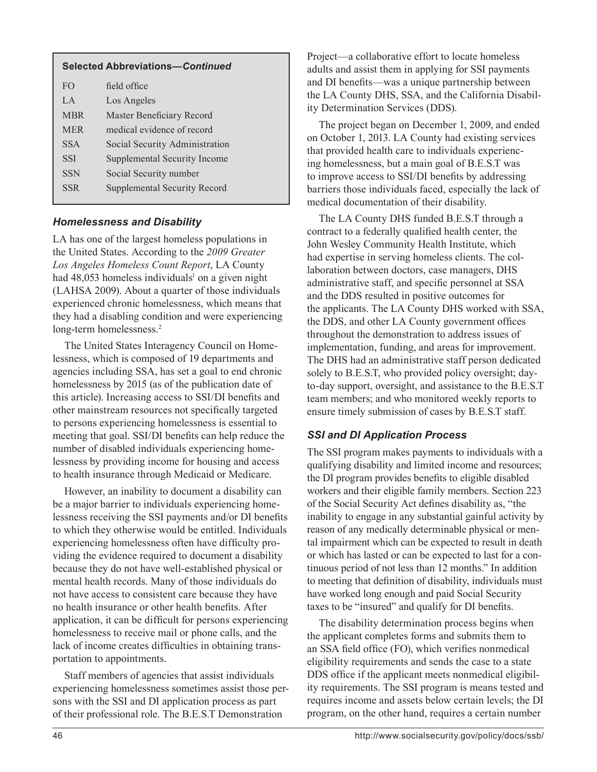| Selected Abbreviations—*Continued* | |
|---|---|
| FO | field office |
| LA | Los Angeles |
| MBR | Master Beneficiary Record |
| MER | medical evidence of record |
| SSA | Social Security Administration |
| SSI | Supplemental Security Income |
| SSN | Social Security number |
| SSR | Supplemental Security Record |

### *Homelessness and Disability*

LA has one of the largest homeless populations in the United States. According to the *2009 Greater Los Angeles Homeless Count Report*, LA County had 48,053 homeless individuals[1] on a given night (LAHSA 2009). About a quarter of those individuals experienced chronic homelessness, which means that they had a disabling condition and were experiencing long-term homelessness.[2]

The United States Interagency Council on Homelessness, which is composed of 19 departments and agencies including SSA, has set a goal to end chronic homelessness by 2015 (as of the publication date of this article). Increasing access to SSI/DI benefits and other mainstream resources not specifically targeted to persons experiencing homelessness is essential to meeting that goal. SSI/DI benefits can help reduce the number of disabled individuals experiencing homelessness by providing income for housing and access to health insurance through Medicaid or Medicare.

However, an inability to document a disability can be a major barrier to individuals experiencing homelessness receiving the SSI payments and/or DI benefits to which they otherwise would be entitled. Individuals experiencing homelessness often have difficulty providing the evidence required to document a disability because they do not have well-established physical or mental health records. Many of those individuals do not have access to consistent care because they have no health insurance or other health benefits. After application, it can be difficult for persons experiencing homelessness to receive mail or phone calls, and the lack of income creates difficulties in obtaining transportation to appointments.

Staff members of agencies that assist individuals experiencing homelessness sometimes assist those persons with the SSI and DI application process as part of their professional role. The B.E.S.T Demonstration Project—a collaborative effort to locate homeless adults and assist them in applying for SSI payments and DI benefits—was a unique partnership between the LA County DHS, SSA, and the California Disability Determination Services (DDS).

The project began on December 1, 2009, and ended on October 1, 2013. LA County had existing services that provided health care to individuals experiencing homelessness, but a main goal of B.E.S.T was to improve access to SSI/DI benefits by addressing barriers those individuals faced, especially the lack of medical documentation of their disability.

The LA County DHS funded B.E.S.T through a contract to a federally qualified health center, the John Wesley Community Health Institute, which had expertise in serving homeless clients. The collaboration between doctors, case managers, DHS administrative staff, and specific personnel at SSA and the DDS resulted in positive outcomes for the applicants. The LA County DHS worked with SSA, the DDS, and other LA County government offices throughout the demonstration to address issues of implementation, funding, and areas for improvement. The DHS had an administrative staff person dedicated solely to B.E.S.T, who provided policy oversight; day-to-day support, oversight, and assistance to the B.E.S.T team members; and who monitored weekly reports to ensure timely submission of cases by B.E.S.T staff.

### *SSI and DI Application Process*

The SSI program makes payments to individuals with a qualifying disability and limited income and resources; the DI program provides benefits to eligible disabled workers and their eligible family members. Section 223 of the Social Security Act defines disability as, "the inability to engage in any substantial gainful activity by reason of any medically determinable physical or mental impairment which can be expected to result in death or which has lasted or can be expected to last for a continuous period of not less than 12 months." In addition to meeting that definition of disability, individuals must have worked long enough and paid Social Security taxes to be "insured" and qualify for DI benefits.

The disability determination process begins when the applicant completes forms and submits them to an SSA field office (FO), which verifies nonmedical eligibility requirements and sends the case to a state DDS office if the applicant meets nonmedical eligibility requirements. The SSI program is means tested and requires income and assets below certain levels; the DI program, on the other hand, requires a certain number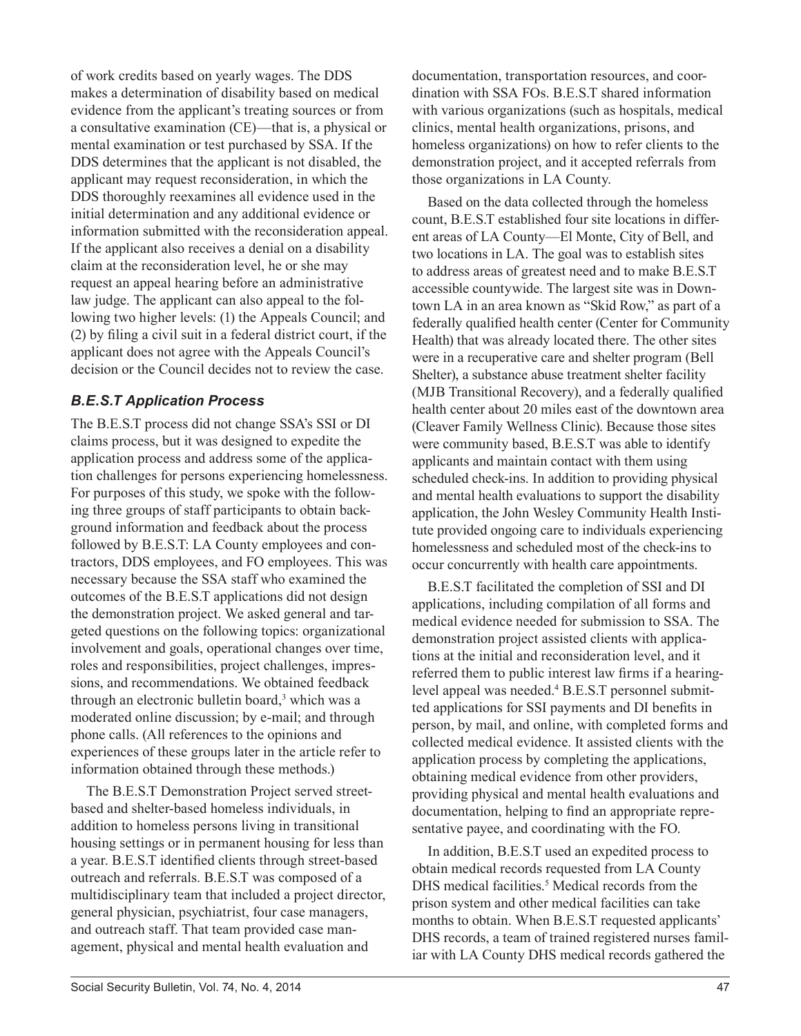of work credits based on yearly wages. The DDS makes a determination of disability based on medical evidence from the applicant's treating sources or from a consultative examination (CE)—that is, a physical or mental examination or test purchased by SSA. If the DDS determines that the applicant is not disabled, the applicant may request reconsideration, in which the DDS thoroughly reexamines all evidence used in the initial determination and any additional evidence or information submitted with the reconsideration appeal. If the applicant also receives a denial on a disability claim at the reconsideration level, he or she may request an appeal hearing before an administrative law judge. The applicant can also appeal to the following two higher levels: (1) the Appeals Council; and (2) by filing a civil suit in a federal district court, if the applicant does not agree with the Appeals Council's decision or the Council decides not to review the case.

### *B.E.S.T Application Process*

The B.E.S.T process did not change SSA's SSI or DI claims process, but it was designed to expedite the application process and address some of the application challenges for persons experiencing homelessness. For purposes of this study, we spoke with the following three groups of staff participants to obtain background information and feedback about the process followed by B.E.S.T: LA County employees and contractors, DDS employees, and FO employees. This was necessary because the SSA staff who examined the outcomes of the B.E.S.T applications did not design the demonstration project. We asked general and targeted questions on the following topics: organizational involvement and goals, operational changes over time, roles and responsibilities, project challenges, impressions, and recommendations. We obtained feedback through an electronic bulletin board,[3] which was a moderated online discussion; by e-mail; and through phone calls. (All references to the opinions and experiences of these groups later in the article refer to information obtained through these methods.)

The B.E.S.T Demonstration Project served street-based and shelter-based homeless individuals, in addition to homeless persons living in transitional housing settings or in permanent housing for less than a year. B.E.S.T identified clients through street-based outreach and referrals. B.E.S.T was composed of a multidisciplinary team that included a project director, general physician, psychiatrist, four case managers, and outreach staff. That team provided case management, physical and mental health evaluation and documentation, transportation resources, and coordination with SSA FOs. B.E.S.T shared information with various organizations (such as hospitals, medical clinics, mental health organizations, prisons, and homeless organizations) on how to refer clients to the demonstration project, and it accepted referrals from those organizations in LA County.

Based on the data collected through the homeless count, B.E.S.T established four site locations in different areas of LA County—El Monte, City of Bell, and two locations in LA. The goal was to establish sites to address areas of greatest need and to make B.E.S.T accessible countywide. The largest site was in Downtown LA in an area known as "Skid Row," as part of a federally qualified health center (Center for Community Health) that was already located there. The other sites were in a recuperative care and shelter program (Bell Shelter), a substance abuse treatment shelter facility (MJB Transitional Recovery), and a federally qualified health center about 20 miles east of the downtown area (Cleaver Family Wellness Clinic). Because those sites were community based, B.E.S.T was able to identify applicants and maintain contact with them using scheduled check-ins. In addition to providing physical and mental health evaluations to support the disability application, the John Wesley Community Health Institute provided ongoing care to individuals experiencing homelessness and scheduled most of the check-ins to occur concurrently with health care appointments.

B.E.S.T facilitated the completion of SSI and DI applications, including compilation of all forms and medical evidence needed for submission to SSA. The demonstration project assisted clients with applications at the initial and reconsideration level, and it referred them to public interest law firms if a hearing-level appeal was needed.[4] B.E.S.T personnel submitted applications for SSI payments and DI benefits in person, by mail, and online, with completed forms and collected medical evidence. It assisted clients with the application process by completing the applications, obtaining medical evidence from other providers, providing physical and mental health evaluations and documentation, helping to find an appropriate representative payee, and coordinating with the FO.

In addition, B.E.S.T used an expedited process to obtain medical records requested from LA County DHS medical facilities.[5] Medical records from the prison system and other medical facilities can take months to obtain. When B.E.S.T requested applicants' DHS records, a team of trained registered nurses familiar with LA County DHS medical records gathered the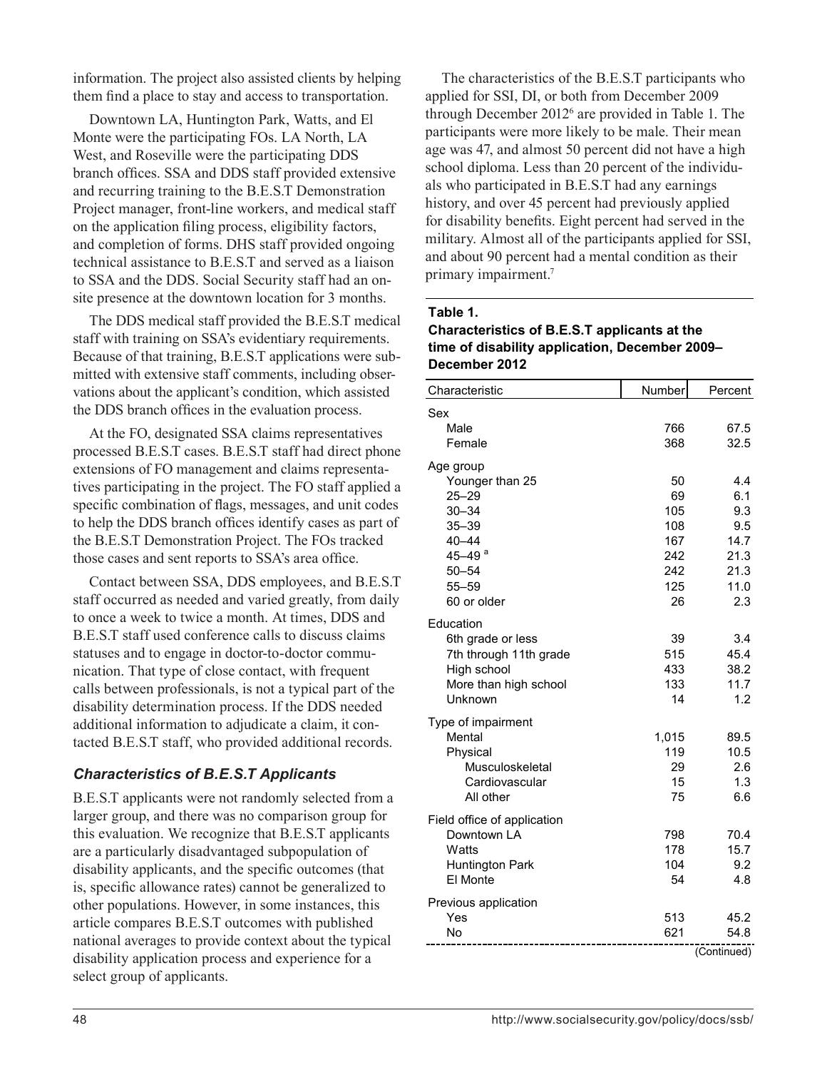information. The project also assisted clients by helping them find a place to stay and access to transportation.

Downtown LA, Huntington Park, Watts, and El Monte were the participating FOs. LA North, LA West, and Roseville were the participating DDS branch offices. SSA and DDS staff provided extensive and recurring training to the B.E.S.T Demonstration Project manager, front-line workers, and medical staff on the application filing process, eligibility factors, and completion of forms. DHS staff provided ongoing technical assistance to B.E.S.T and served as a liaison to SSA and the DDS. Social Security staff had an on-site presence at the downtown location for 3 months.

The DDS medical staff provided the B.E.S.T medical staff with training on SSA's evidentiary requirements. Because of that training, B.E.S.T applications were submitted with extensive staff comments, including observations about the applicant's condition, which assisted the DDS branch offices in the evaluation process.

At the FO, designated SSA claims representatives processed B.E.S.T cases. B.E.S.T staff had direct phone extensions of FO management and claims representatives participating in the project. The FO staff applied a specific combination of flags, messages, and unit codes to help the DDS branch offices identify cases as part of the B.E.S.T Demonstration Project. The FOs tracked those cases and sent reports to SSA's area office.

Contact between SSA, DDS employees, and B.E.S.T staff occurred as needed and varied greatly, from daily to once a week to twice a month. At times, DDS and B.E.S.T staff used conference calls to discuss claims statuses and to engage in doctor-to-doctor communication. That type of close contact, with frequent calls between professionals, is not a typical part of the disability determination process. If the DDS needed additional information to adjudicate a claim, it contacted B.E.S.T staff, who provided additional records.

### *Characteristics of B.E.S.T Applicants*

B.E.S.T applicants were not randomly selected from a larger group, and there was no comparison group for this evaluation. We recognize that B.E.S.T applicants are a particularly disadvantaged subpopulation of disability applicants, and the specific outcomes (that is, specific allowance rates) cannot be generalized to other populations. However, in some instances, this article compares B.E.S.T outcomes with published national averages to provide context about the typical disability application process and experience for a select group of applicants.

The characteristics of the B.E.S.T participants who applied for SSI, DI, or both from December 2009 through December 2012[6] are provided in Table 1. The participants were more likely to be male. Their mean age was 47, and almost 50 percent did not have a high school diploma. Less than 20 percent of the individuals who participated in B.E.S.T had any earnings history, and over 45 percent had previously applied for disability benefits. Eight percent had served in the military. Almost all of the participants applied for SSI, and about 90 percent had a mental condition as their primary impairment.[7]

**Table 1.**
**Characteristics of B.E.S.T applicants at the time of disability application, December 2009–December 2012**

| Characteristic | Number | Percent |
|---|---|---|
| Sex | | |
| Male | 766 | 67.5 |
| Female | 368 | 32.5 |
| Age group | | |
| Younger than 25 | 50 | 4.4 |
| 25–29 | 69 | 6.1 |
| 30–34 | 105 | 9.3 |
| 35–39 | 108 | 9.5 |
| 40–44 | 167 | 14.7 |
| 45–49 [a] | 242 | 21.3 |
| 50–54 | 242 | 21.3 |
| 55–59 | 125 | 11.0 |
| 60 or older | 26 | 2.3 |
| Education | | |
| 6th grade or less | 39 | 3.4 |
| 7th through 11th grade | 515 | 45.4 |
| High school | 433 | 38.2 |
| More than high school | 133 | 11.7 |
| Unknown | 14 | 1.2 |
| Type of impairment | | |
| Mental | 1,015 | 89.5 |
| Physical | 119 | 10.5 |
| Musculoskeletal | 29 | 2.6 |
| Cardiovascular | 15 | 1.3 |
| All other | 75 | 6.6 |
| Field office of application | | |
| Downtown LA | 798 | 70.4 |
| Watts | 178 | 15.7 |
| Huntington Park | 104 | 9.2 |
| El Monte | 54 | 4.8 |
| Previous application | | |
| Yes | 513 | 45.2 |
| No | 621 | 54.8 |

(Continued)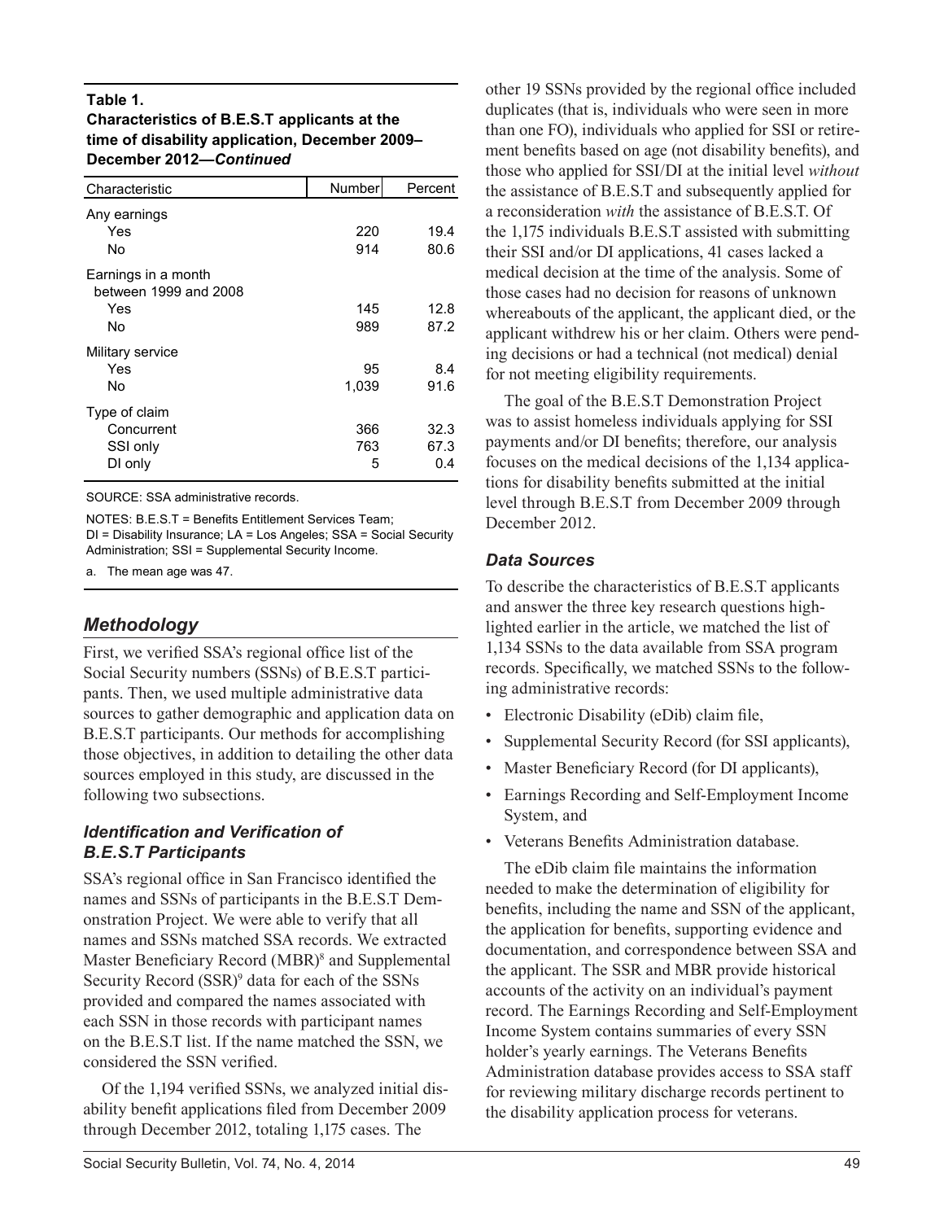**Table 1.**
**Characteristics of B.E.S.T applicants at the time of disability application, December 2009–December 2012—*Continued***

| Characteristic | Number | Percent |
|---|---|---|
| Any earnings | | |
| Yes | 220 | 19.4 |
| No | 914 | 80.6 |
| Earnings in a month between 1999 and 2008 | | |
| Yes | 145 | 12.8 |
| No | 989 | 87.2 |
| Military service | | |
| Yes | 95 | 8.4 |
| No | 1,039 | 91.6 |
| Type of claim | | |
| Concurrent | 366 | 32.3 |
| SSI only | 763 | 67.3 |
| DI only | 5 | 0.4 |

SOURCE: SSA administrative records.

NOTES: B.E.S.T = Benefits Entitlement Services Team; DI = Disability Insurance; LA = Los Angeles; SSA = Social Security Administration; SSI = Supplemental Security Income.

a. The mean age was 47.

## *Methodology*

First, we verified SSA's regional office list of the Social Security numbers (SSNs) of B.E.S.T participants. Then, we used multiple administrative data sources to gather demographic and application data on B.E.S.T participants. Our methods for accomplishing those objectives, in addition to detailing the other data sources employed in this study, are discussed in the following two subsections.

### *Identification and Verification of B.E.S.T Participants*

SSA's regional office in San Francisco identified the names and SSNs of participants in the B.E.S.T Demonstration Project. We were able to verify that all names and SSNs matched SSA records. We extracted Master Beneficiary Record (MBR)[8] and Supplemental Security Record (SSR)[9] data for each of the SSNs provided and compared the names associated with each SSN in those records with participant names on the B.E.S.T list. If the name matched the SSN, we considered the SSN verified.

Of the 1,194 verified SSNs, we analyzed initial disability benefit applications filed from December 2009 through December 2012, totaling 1,175 cases. The other 19 SSNs provided by the regional office included duplicates (that is, individuals who were seen in more than one FO), individuals who applied for SSI or retirement benefits based on age (not disability benefits), and those who applied for SSI/DI at the initial level *without* the assistance of B.E.S.T and subsequently applied for a reconsideration *with* the assistance of B.E.S.T. Of the 1,175 individuals B.E.S.T assisted with submitting their SSI and/or DI applications, 41 cases lacked a medical decision at the time of the analysis. Some of those cases had no decision for reasons of unknown whereabouts of the applicant, the applicant died, or the applicant withdrew his or her claim. Others were pending decisions or had a technical (not medical) denial for not meeting eligibility requirements.

The goal of the B.E.S.T Demonstration Project was to assist homeless individuals applying for SSI payments and/or DI benefits; therefore, our analysis focuses on the medical decisions of the 1,134 applications for disability benefits submitted at the initial level through B.E.S.T from December 2009 through December 2012.

### *Data Sources*

To describe the characteristics of B.E.S.T applicants and answer the three key research questions highlighted earlier in the article, we matched the list of 1,134 SSNs to the data available from SSA program records. Specifically, we matched SSNs to the following administrative records:

- Electronic Disability (eDib) claim file,
- Supplemental Security Record (for SSI applicants),
- Master Beneficiary Record (for DI applicants),
- Earnings Recording and Self-Employment Income System, and
- Veterans Benefits Administration database.

The eDib claim file maintains the information needed to make the determination of eligibility for benefits, including the name and SSN of the applicant, the application for benefits, supporting evidence and documentation, and correspondence between SSA and the applicant. The SSR and MBR provide historical accounts of the activity on an individual's payment record. The Earnings Recording and Self-Employment Income System contains summaries of every SSN holder's yearly earnings. The Veterans Benefits Administration database provides access to SSA staff for reviewing military discharge records pertinent to the disability application process for veterans.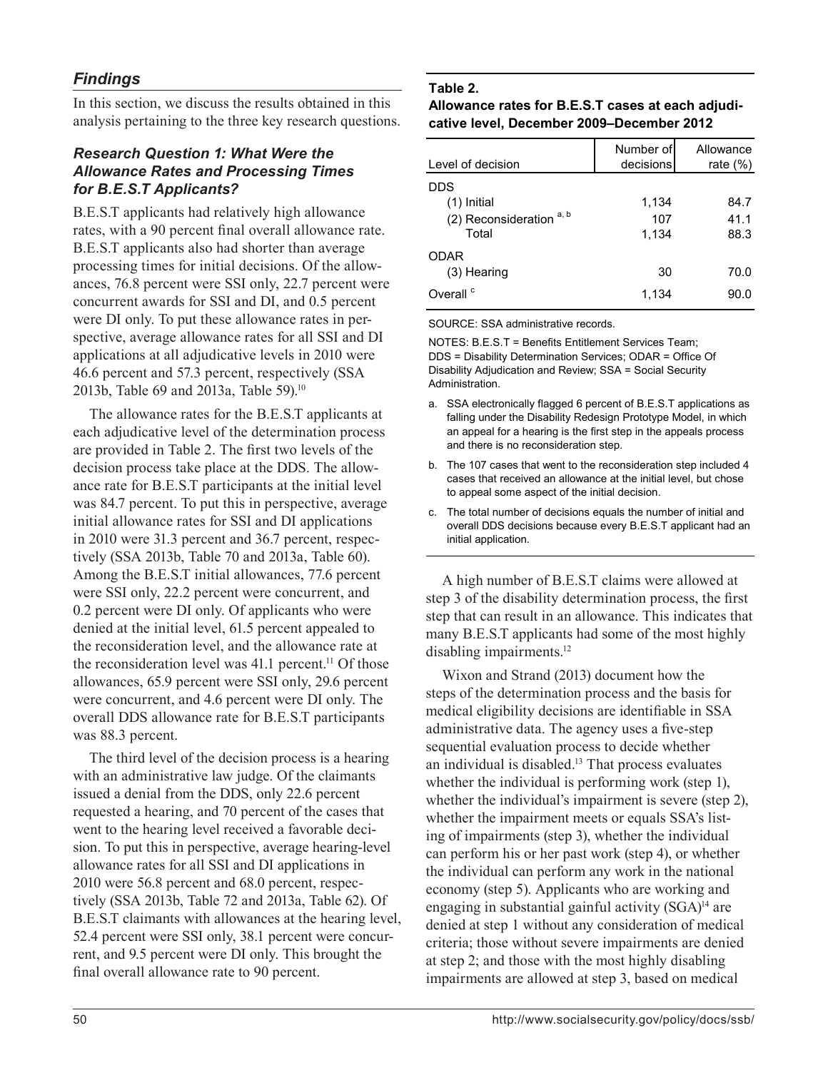## *Findings*

In this section, we discuss the results obtained in this analysis pertaining to the three key research questions.

### *Research Question 1: What Were the Allowance Rates and Processing Times for B.E.S.T Applicants?*

B.E.S.T applicants had relatively high allowance rates, with a 90 percent final overall allowance rate. B.E.S.T applicants also had shorter than average processing times for initial decisions. Of the allowances, 76.8 percent were SSI only, 22.7 percent were concurrent awards for SSI and DI, and 0.5 percent were DI only. To put these allowance rates in perspective, average allowance rates for all SSI and DI applications at all adjudicative levels in 2010 were 46.6 percent and 57.3 percent, respectively (SSA 2013b, Table 69 and 2013a, Table 59).[10]

The allowance rates for the B.E.S.T applicants at each adjudicative level of the determination process are provided in Table 2. The first two levels of the decision process take place at the DDS. The allowance rate for B.E.S.T participants at the initial level was 84.7 percent. To put this in perspective, average initial allowance rates for SSI and DI applications in 2010 were 31.3 percent and 36.7 percent, respectively (SSA 2013b, Table 70 and 2013a, Table 60). Among the B.E.S.T initial allowances, 77.6 percent were SSI only, 22.2 percent were concurrent, and 0.2 percent were DI only. Of applicants who were denied at the initial level, 61.5 percent appealed to the reconsideration level, and the allowance rate at the reconsideration level was 41.1 percent.[11] Of those allowances, 65.9 percent were SSI only, 29.6 percent were concurrent, and 4.6 percent were DI only. The overall DDS allowance rate for B.E.S.T participants was 88.3 percent.

The third level of the decision process is a hearing with an administrative law judge. Of the claimants issued a denial from the DDS, only 22.6 percent requested a hearing, and 70 percent of the cases that went to the hearing level received a favorable decision. To put this in perspective, average hearing-level allowance rates for all SSI and DI applications in 2010 were 56.8 percent and 68.0 percent, respectively (SSA 2013b, Table 72 and 2013a, Table 62). Of B.E.S.T claimants with allowances at the hearing level, 52.4 percent were SSI only, 38.1 percent were concurrent, and 9.5 percent were DI only. This brought the final overall allowance rate to 90 percent.

**Table 2.**
**Allowance rates for B.E.S.T cases at each adjudicative level, December 2009–December 2012**

| Level of decision | Number of decisions | Allowance rate (%) |
|---|---|---|
| DDS | | |
| (1) Initial | 1,134 | 84.7 |
| (2) Reconsideration [a, b] | 107 | 41.1 |
| Total | 1,134 | 88.3 |
| ODAR | | |
| (3) Hearing | 30 | 70.0 |
| Overall [c] | 1,134 | 90.0 |

SOURCE: SSA administrative records.

NOTES: B.E.S.T = Benefits Entitlement Services Team; DDS = Disability Determination Services; ODAR = Office Of Disability Adjudication and Review; SSA = Social Security Administration.

a. SSA electronically flagged 6 percent of B.E.S.T applications as falling under the Disability Redesign Prototype Model, in which an appeal for a hearing is the first step in the appeals process and there is no reconsideration step.

b. The 107 cases that went to the reconsideration step included 4 cases that received an allowance at the initial level, but chose to appeal some aspect of the initial decision.

c. The total number of decisions equals the number of initial and overall DDS decisions because every B.E.S.T applicant had an initial application.

A high number of B.E.S.T claims were allowed at step 3 of the disability determination process, the first step that can result in an allowance. This indicates that many B.E.S.T applicants had some of the most highly disabling impairments.[12]

Wixon and Strand (2013) document how the steps of the determination process and the basis for medical eligibility decisions are identifiable in SSA administrative data. The agency uses a five-step sequential evaluation process to decide whether an individual is disabled.[13] That process evaluates whether the individual is performing work (step 1), whether the individual's impairment is severe (step 2), whether the impairment meets or equals SSA's listing of impairments (step 3), whether the individual can perform his or her past work (step 4), or whether the individual can perform any work in the national economy (step 5). Applicants who are working and engaging in substantial gainful activity (SGA)[14] are denied at step 1 without any consideration of medical criteria; those without severe impairments are denied at step 2; and those with the most highly disabling impairments are allowed at step 3, based on medical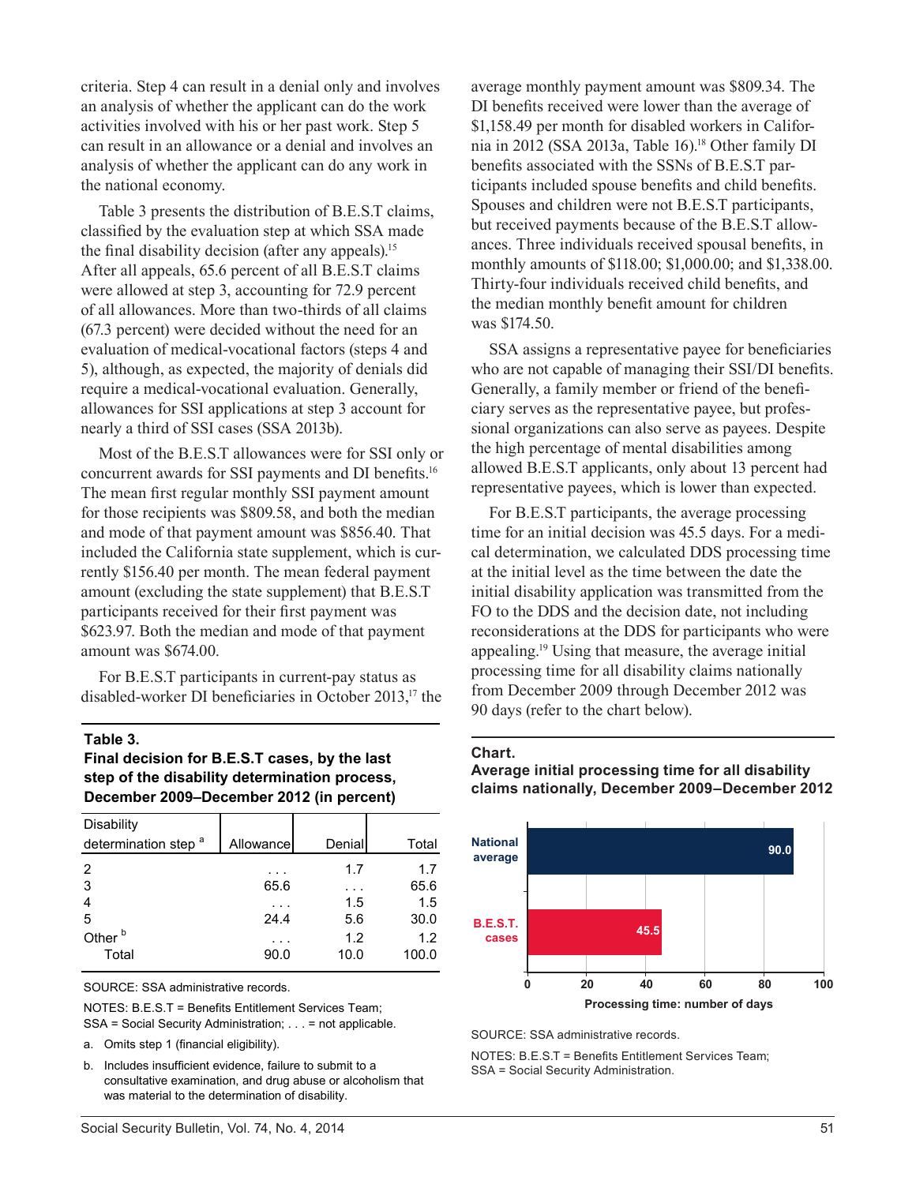criteria. Step 4 can result in a denial only and involves an analysis of whether the applicant can do the work activities involved with his or her past work. Step 5 can result in an allowance or a denial and involves an analysis of whether the applicant can do any work in the national economy.

Table 3 presents the distribution of B.E.S.T claims, classified by the evaluation step at which SSA made the final disability decision (after any appeals).[15] After all appeals, 65.6 percent of all B.E.S.T claims were allowed at step 3, accounting for 72.9 percent of all allowances. More than two-thirds of all claims (67.3 percent) were decided without the need for an evaluation of medical-vocational factors (steps 4 and 5), although, as expected, the majority of denials did require a medical-vocational evaluation. Generally, allowances for SSI applications at step 3 account for nearly a third of SSI cases (SSA 2013b).

Most of the B.E.S.T allowances were for SSI only or concurrent awards for SSI payments and DI benefits.[16] The mean first regular monthly SSI payment amount for those recipients was $809.58, and both the median and mode of that payment amount was $856.40. That included the California state supplement, which is currently $156.40 per month. The mean federal payment amount (excluding the state supplement) that B.E.S.T participants received for their first payment was $623.97. Both the median and mode of that payment amount was $674.00.

For B.E.S.T participants in current-pay status as disabled-worker DI beneficiaries in October 2013,[17] the average monthly payment amount was $809.34. The DI benefits received were lower than the average of $1,158.49 per month for disabled workers in California in 2012 (SSA 2013a, Table 16).[18] Other family DI benefits associated with the SSNs of B.E.S.T participants included spouse benefits and child benefits. Spouses and children were not B.E.S.T participants, but received payments because of the B.E.S.T allowances. Three individuals received spousal benefits, in monthly amounts of $118.00; $1,000.00; and $1,338.00. Thirty-four individuals received child benefits, and the median monthly benefit amount for children was $174.50.

SSA assigns a representative payee for beneficiaries who are not capable of managing their SSI/DI benefits. Generally, a family member or friend of the beneficiary serves as the representative payee, but professional organizations can also serve as payees. Despite the high percentage of mental disabilities among allowed B.E.S.T applicants, only about 13 percent had representative payees, which is lower than expected.

For B.E.S.T participants, the average processing time for an initial decision was 45.5 days. For a medical determination, we calculated DDS processing time at the initial level as the time between the date the initial disability application was transmitted from the FO to the DDS and the decision date, not including reconsiderations at the DDS for participants who were appealing.[19] Using that measure, the average initial processing time for all disability claims nationally from December 2009 through December 2012 was 90 days (refer to the chart below).

**Table 3.**
**Final decision for B.E.S.T cases, by the last step of the disability determination process, December 2009–December 2012 (in percent)**

| Disability determination step [a] | Allowance | Denial | Total |
|---|---|---|---|
| 2 | . . . | 1.7 | 1.7 |
| 3 | 65.6 | . . . | 65.6 |
| 4 | . . . | 1.5 | 1.5 |
| 5 | 24.4 | 5.6 | 30.0 |
| Other [b] | . . . | 1.2 | 1.2 |
| Total | 90.0 | 10.0 | 100.0 |

SOURCE: SSA administrative records.

NOTES: B.E.S.T = Benefits Entitlement Services Team; SSA = Social Security Administration; . . . = not applicable.

a. Omits step 1 (financial eligibility).

b. Includes insufficient evidence, failure to submit to a consultative examination, and drug abuse or alcoholism that was material to the determination of disability.

**Chart.**
**Average initial processing time for all disability claims nationally, December 2009–December 2012**

| | Processing time: number of days |
|---|---|
| National average | 90.0 |
| B.E.S.T. cases | 45.5 |

SOURCE: SSA administrative records.

NOTES: B.E.S.T = Benefits Entitlement Services Team; SSA = Social Security Administration.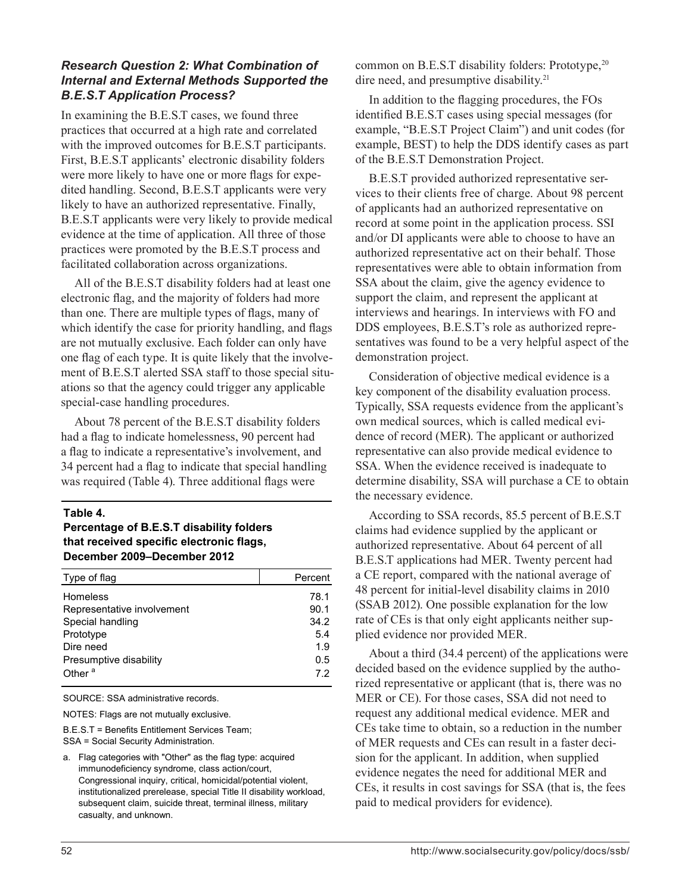### *Research Question 2: What Combination of Internal and External Methods Supported the B.E.S.T Application Process?*

In examining the B.E.S.T cases, we found three practices that occurred at a high rate and correlated with the improved outcomes for B.E.S.T participants. First, B.E.S.T applicants' electronic disability folders were more likely to have one or more flags for expedited handling. Second, B.E.S.T applicants were very likely to have an authorized representative. Finally, B.E.S.T applicants were very likely to provide medical evidence at the time of application. All three of those practices were promoted by the B.E.S.T process and facilitated collaboration across organizations.

All of the B.E.S.T disability folders had at least one electronic flag, and the majority of folders had more than one. There are multiple types of flags, many of which identify the case for priority handling, and flags are not mutually exclusive. Each folder can only have one flag of each type. It is quite likely that the involvement of B.E.S.T alerted SSA staff to those special situations so that the agency could trigger any applicable special-case handling procedures.

About 78 percent of the B.E.S.T disability folders had a flag to indicate homelessness, 90 percent had a flag to indicate a representative's involvement, and 34 percent had a flag to indicate that special handling was required (Table 4). Three additional flags were common on B.E.S.T disability folders: Prototype,[20] dire need, and presumptive disability.[21]

**Table 4.**
**Percentage of B.E.S.T disability folders that received specific electronic flags, December 2009–December 2012**

| Type of flag | Percent |
|---|---|
| Homeless | 78.1 |
| Representative involvement | 90.1 |
| Special handling | 34.2 |
| Prototype | 5.4 |
| Dire need | 1.9 |
| Presumptive disability | 0.5 |
| Other [a] | 7.2 |

SOURCE: SSA administrative records.

NOTES: Flags are not mutually exclusive.

B.E.S.T = Benefits Entitlement Services Team; SSA = Social Security Administration.

a. Flag categories with "Other" as the flag type: acquired immunodeficiency syndrome, class action/court, Congressional inquiry, critical, homicidal/potential violent, institutionalized prerelease, special Title II disability workload, subsequent claim, suicide threat, terminal illness, military casualty, and unknown.

In addition to the flagging procedures, the FOs identified B.E.S.T cases using special messages (for example, "B.E.S.T Project Claim") and unit codes (for example, BEST) to help the DDS identify cases as part of the B.E.S.T Demonstration Project.

B.E.S.T provided authorized representative services to their clients free of charge. About 98 percent of applicants had an authorized representative on record at some point in the application process. SSI and/or DI applicants were able to choose to have an authorized representative act on their behalf. Those representatives were able to obtain information from SSA about the claim, give the agency evidence to support the claim, and represent the applicant at interviews and hearings. In interviews with FO and DDS employees, B.E.S.T's role as authorized representatives was found to be a very helpful aspect of the demonstration project.

Consideration of objective medical evidence is a key component of the disability evaluation process. Typically, SSA requests evidence from the applicant's own medical sources, which is called medical evidence of record (MER). The applicant or authorized representative can also provide medical evidence to SSA. When the evidence received is inadequate to determine disability, SSA will purchase a CE to obtain the necessary evidence.

According to SSA records, 85.5 percent of B.E.S.T claims had evidence supplied by the applicant or authorized representative. About 64 percent of all B.E.S.T applications had MER. Twenty percent had a CE report, compared with the national average of 48 percent for initial-level disability claims in 2010 (SSAB 2012). One possible explanation for the low rate of CEs is that only eight applicants neither supplied evidence nor provided MER.

About a third (34.4 percent) of the applications were decided based on the evidence supplied by the authorized representative or applicant (that is, there was no MER or CE). For those cases, SSA did not need to request any additional medical evidence. MER and CEs take time to obtain, so a reduction in the number of MER requests and CEs can result in a faster decision for the applicant. In addition, when supplied evidence negates the need for additional MER and CEs, it results in cost savings for SSA (that is, the fees paid to medical providers for evidence).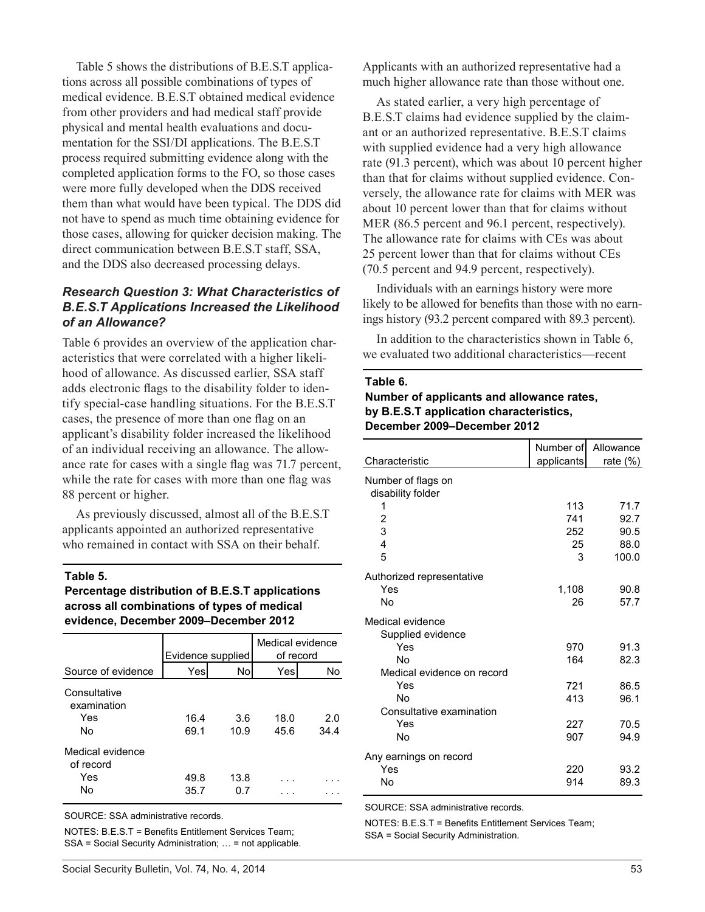Table 5 shows the distributions of B.E.S.T applications across all possible combinations of types of medical evidence. B.E.S.T obtained medical evidence from other providers and had medical staff provide physical and mental health evaluations and documentation for the SSI/DI applications. The B.E.S.T process required submitting evidence along with the completed application forms to the FO, so those cases were more fully developed when the DDS received them than what would have been typical. The DDS did not have to spend as much time obtaining evidence for those cases, allowing for quicker decision making. The direct communication between B.E.S.T staff, SSA, and the DDS also decreased processing delays.

### *Research Question 3: What Characteristics of B.E.S.T Applications Increased the Likelihood of an Allowance?*

Table 6 provides an overview of the application characteristics that were correlated with a higher likelihood of allowance. As discussed earlier, SSA staff adds electronic flags to the disability folder to identify special-case handling situations. For the B.E.S.T cases, the presence of more than one flag on an applicant's disability folder increased the likelihood of an individual receiving an allowance. The allowance rate for cases with a single flag was 71.7 percent, while the rate for cases with more than one flag was 88 percent or higher.

As previously discussed, almost all of the B.E.S.T applicants appointed an authorized representative who remained in contact with SSA on their behalf.

**Table 5.**
**Percentage distribution of B.E.S.T applications across all combinations of types of medical evidence, December 2009–December 2012**

| Source of evidence | Evidence supplied | | Medical evidence of record | |
|---|---|---|---|---|
| | Yes | No | Yes | No |
| Consultative examination | | | | |
| Yes | 16.4 | 3.6 | 18.0 | 2.0 |
| No | 69.1 | 10.9 | 45.6 | 34.4 |
| Medical evidence of record | | | | |
| Yes | 49.8 | 13.8 | . . . | . . . |
| No | 35.7 | 0.7 | . . . | . . . |

SOURCE: SSA administrative records.

NOTES: B.E.S.T = Benefits Entitlement Services Team; SSA = Social Security Administration; … = not applicable.

Applicants with an authorized representative had a much higher allowance rate than those without one.

As stated earlier, a very high percentage of B.E.S.T claims had evidence supplied by the claimant or an authorized representative. B.E.S.T claims with supplied evidence had a very high allowance rate (91.3 percent), which was about 10 percent higher than that for claims without supplied evidence. Conversely, the allowance rate for claims with MER was about 10 percent lower than that for claims without MER (86.5 percent and 96.1 percent, respectively). The allowance rate for claims with CEs was about 25 percent lower than that for claims without CEs (70.5 percent and 94.9 percent, respectively).

Individuals with an earnings history were more likely to be allowed for benefits than those with no earnings history (93.2 percent compared with 89.3 percent).

In addition to the characteristics shown in Table 6, we evaluated two additional characteristics—recent

**Table 6.**
**Number of applicants and allowance rates, by B.E.S.T application characteristics, December 2009–December 2012**

| Characteristic | Number of applicants | Allowance rate (%) |
|---|---|---|
| Number of flags on disability folder | | |
| 1 | 113 | 71.7 |
| 2 | 741 | 92.7 |
| 3 | 252 | 90.5 |
| 4 | 25 | 88.0 |
| 5 | 3 | 100.0 |
| Authorized representative | | |
| Yes | 1,108 | 90.8 |
| No | 26 | 57.7 |
| Medical evidence | | |
| Supplied evidence | | |
| Yes | 970 | 91.3 |
| No | 164 | 82.3 |
| Medical evidence on record | | |
| Yes | 721 | 86.5 |
| No | 413 | 96.1 |
| Consultative examination | | |
| Yes | 227 | 70.5 |
| No | 907 | 94.9 |
| Any earnings on record | | |
| Yes | 220 | 93.2 |
| No | 914 | 89.3 |

SOURCE: SSA administrative records.

NOTES: B.E.S.T = Benefits Entitlement Services Team; SSA = Social Security Administration.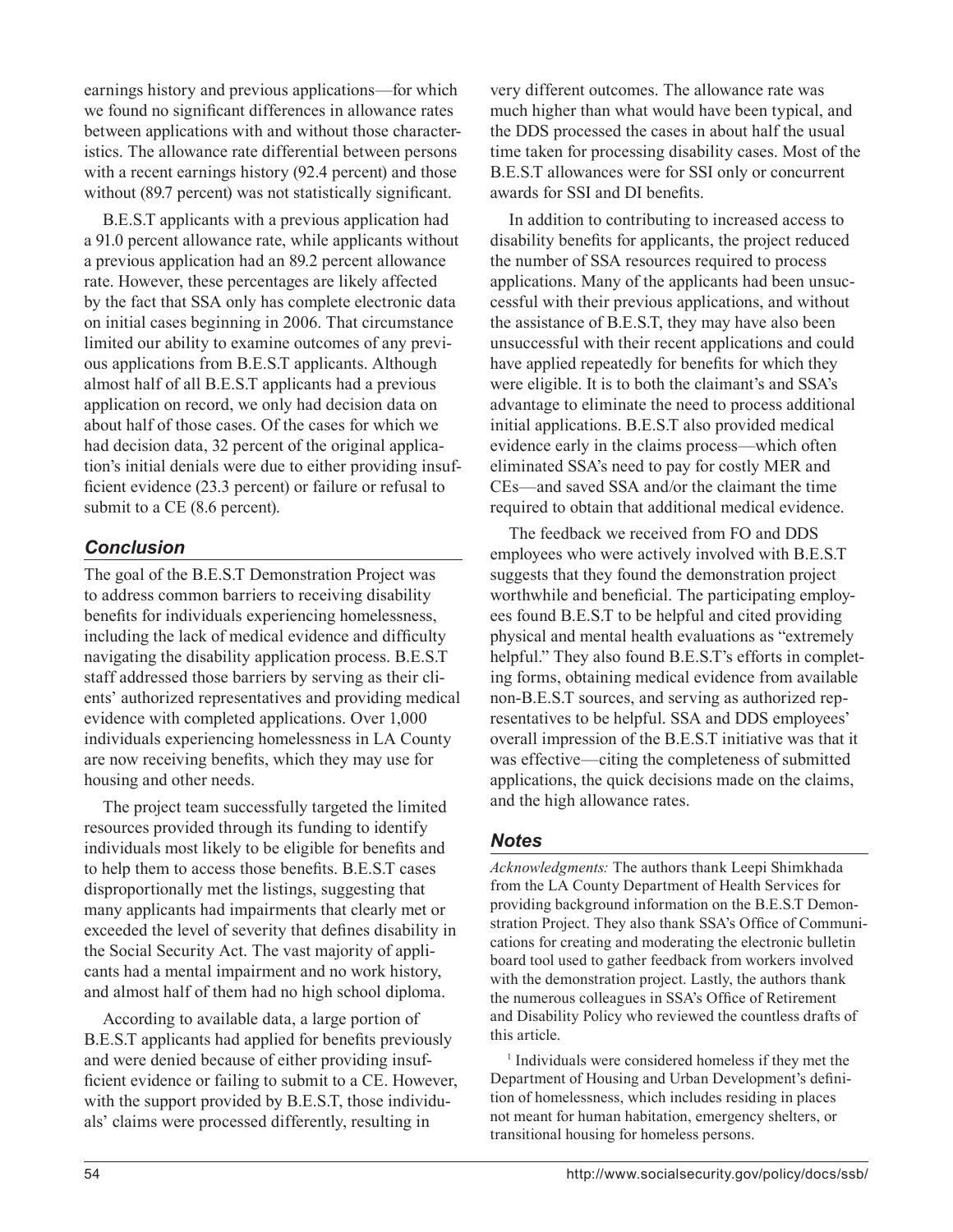earnings history and previous applications—for which we found no significant differences in allowance rates between applications with and without those characteristics. The allowance rate differential between persons with a recent earnings history (92.4 percent) and those without (89.7 percent) was not statistically significant.

B.E.S.T applicants with a previous application had a 91.0 percent allowance rate, while applicants without a previous application had an 89.2 percent allowance rate. However, these percentages are likely affected by the fact that SSA only has complete electronic data on initial cases beginning in 2006. That circumstance limited our ability to examine outcomes of any previous applications from B.E.S.T applicants. Although almost half of all B.E.S.T applicants had a previous application on record, we only had decision data on about half of those cases. Of the cases for which we had decision data, 32 percent of the original application's initial denials were due to either providing insufficient evidence (23.3 percent) or failure or refusal to submit to a CE (8.6 percent).

## *Conclusion*

The goal of the B.E.S.T Demonstration Project was to address common barriers to receiving disability benefits for individuals experiencing homelessness, including the lack of medical evidence and difficulty navigating the disability application process. B.E.S.T staff addressed those barriers by serving as their clients' authorized representatives and providing medical evidence with completed applications. Over 1,000 individuals experiencing homelessness in LA County are now receiving benefits, which they may use for housing and other needs.

The project team successfully targeted the limited resources provided through its funding to identify individuals most likely to be eligible for benefits and to help them to access those benefits. B.E.S.T cases disproportionally met the listings, suggesting that many applicants had impairments that clearly met or exceeded the level of severity that defines disability in the Social Security Act. The vast majority of applicants had a mental impairment and no work history, and almost half of them had no high school diploma.

According to available data, a large portion of B.E.S.T applicants had applied for benefits previously and were denied because of either providing insufficient evidence or failing to submit to a CE. However, with the support provided by B.E.S.T, those individuals' claims were processed differently, resulting in very different outcomes. The allowance rate was much higher than what would have been typical, and the DDS processed the cases in about half the usual time taken for processing disability cases. Most of the B.E.S.T allowances were for SSI only or concurrent awards for SSI and DI benefits.

In addition to contributing to increased access to disability benefits for applicants, the project reduced the number of SSA resources required to process applications. Many of the applicants had been unsuccessful with their previous applications, and without the assistance of B.E.S.T, they may have also been unsuccessful with their recent applications and could have applied repeatedly for benefits for which they were eligible. It is to both the claimant's and SSA's advantage to eliminate the need to process additional initial applications. B.E.S.T also provided medical evidence early in the claims process—which often eliminated SSA's need to pay for costly MER and CEs—and saved SSA and/or the claimant the time required to obtain that additional medical evidence.

The feedback we received from FO and DDS employees who were actively involved with B.E.S.T suggests that they found the demonstration project worthwhile and beneficial. The participating employees found B.E.S.T to be helpful and cited providing physical and mental health evaluations as "extremely helpful." They also found B.E.S.T's efforts in completing forms, obtaining medical evidence from available non-B.E.S.T sources, and serving as authorized representatives to be helpful. SSA and DDS employees' overall impression of the B.E.S.T initiative was that it was effective—citing the completeness of submitted applications, the quick decisions made on the claims, and the high allowance rates.

## *Notes*

*Acknowledgments:* The authors thank Leepi Shimkhada from the LA County Department of Health Services for providing background information on the B.E.S.T Demonstration Project. They also thank SSA's Office of Communications for creating and moderating the electronic bulletin board tool used to gather feedback from workers involved with the demonstration project. Lastly, the authors thank the numerous colleagues in SSA's Office of Retirement and Disability Policy who reviewed the countless drafts of this article.

[1] Individuals were considered homeless if they met the Department of Housing and Urban Development's definition of homelessness, which includes residing in places not meant for human habitation, emergency shelters, or transitional housing for homeless persons.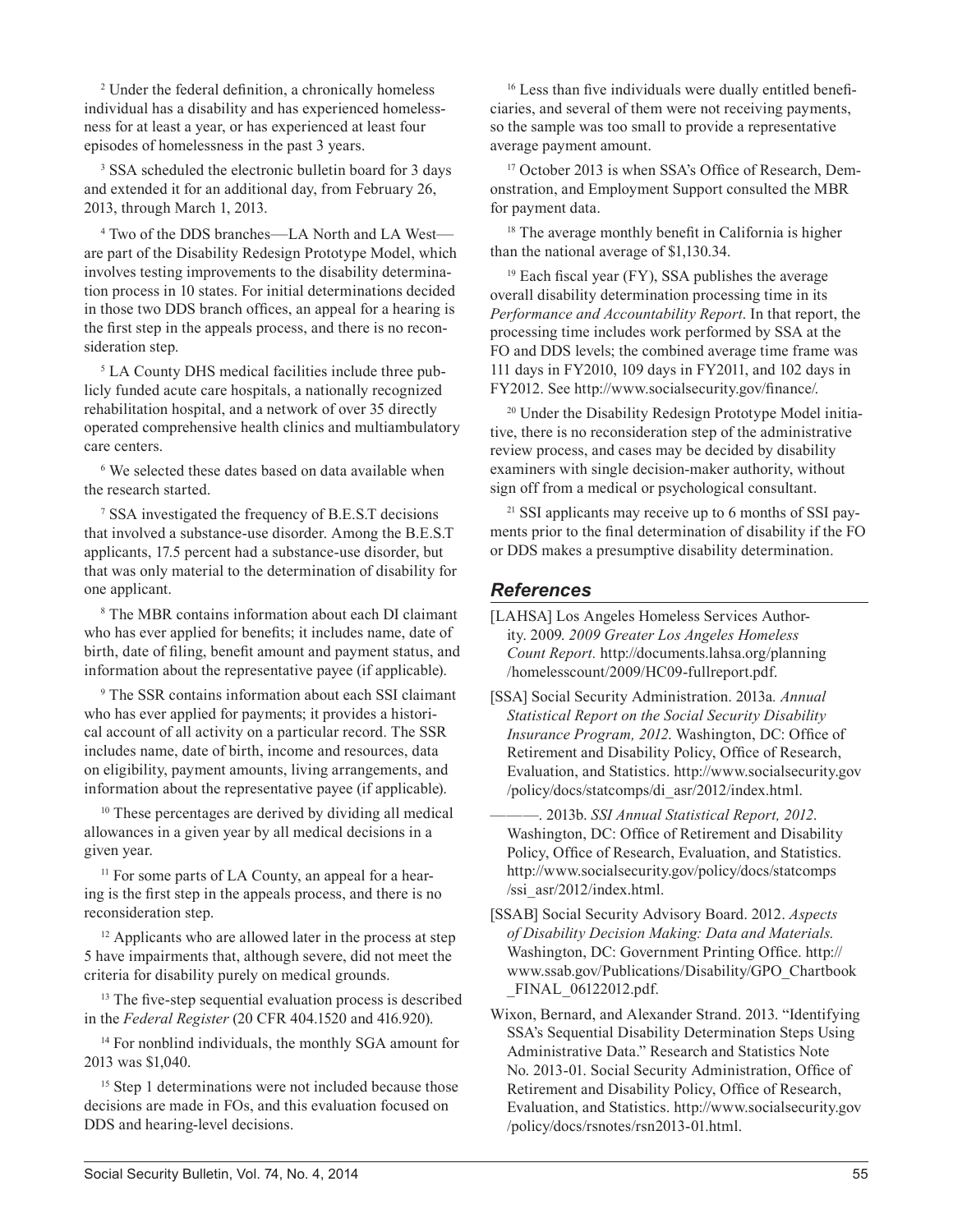[2] Under the federal definition, a chronically homeless individual has a disability and has experienced homelessness for at least a year, or has experienced at least four episodes of homelessness in the past 3 years.

[3] SSA scheduled the electronic bulletin board for 3 days and extended it for an additional day, from February 26, 2013, through March 1, 2013.

[4] Two of the DDS branches—LA North and LA West—are part of the Disability Redesign Prototype Model, which involves testing improvements to the disability determination process in 10 states. For initial determinations decided in those two DDS branch offices, an appeal for a hearing is the first step in the appeals process, and there is no reconsideration step.

[5] LA County DHS medical facilities include three publicly funded acute care hospitals, a nationally recognized rehabilitation hospital, and a network of over 35 directly operated comprehensive health clinics and multiambulatory care centers.

[6] We selected these dates based on data available when the research started.

[7] SSA investigated the frequency of B.E.S.T decisions that involved a substance-use disorder. Among the B.E.S.T applicants, 17.5 percent had a substance-use disorder, but that was only material to the determination of disability for one applicant.

[8] The MBR contains information about each DI claimant who has ever applied for benefits; it includes name, date of birth, date of filing, benefit amount and payment status, and information about the representative payee (if applicable).

[9] The SSR contains information about each SSI claimant who has ever applied for payments; it provides a historical account of all activity on a particular record. The SSR includes name, date of birth, income and resources, data on eligibility, payment amounts, living arrangements, and information about the representative payee (if applicable).

[10] These percentages are derived by dividing all medical allowances in a given year by all medical decisions in a given year.

[11] For some parts of LA County, an appeal for a hearing is the first step in the appeals process, and there is no reconsideration step.

[12] Applicants who are allowed later in the process at step 5 have impairments that, although severe, did not meet the criteria for disability purely on medical grounds.

[13] The five-step sequential evaluation process is described in the *Federal Register* (20 CFR 404.1520 and 416.920).

[14] For nonblind individuals, the monthly SGA amount for 2013 was $1,040.

[15] Step 1 determinations were not included because those decisions are made in FOs, and this evaluation focused on DDS and hearing-level decisions.

[16] Less than five individuals were dually entitled beneficiaries, and several of them were not receiving payments, so the sample was too small to provide a representative average payment amount.

[17] October 2013 is when SSA's Office of Research, Demonstration, and Employment Support consulted the MBR for payment data.

[18] The average monthly benefit in California is higher than the national average of $1,130.34.

[19] Each fiscal year (FY), SSA publishes the average overall disability determination processing time in its *Performance and Accountability Report*. In that report, the processing time includes work performed by SSA at the FO and DDS levels; the combined average time frame was 111 days in FY2010, 109 days in FY2011, and 102 days in FY2012. See http://www.socialsecurity.gov/finance/.

[20] Under the Disability Redesign Prototype Model initiative, there is no reconsideration step of the administrative review process, and cases may be decided by disability examiners with single decision-maker authority, without sign off from a medical or psychological consultant.

[21] SSI applicants may receive up to 6 months of SSI payments prior to the final determination of disability if the FO or DDS makes a presumptive disability determination.

## References

[LAHSA] Los Angeles Homeless Services Authority. 2009. *2009 Greater Los Angeles Homeless Count Report.* http://documents.lahsa.org/planning/homelesscount/2009/HC09-fullreport.pdf.

[SSA] Social Security Administration. 2013a. *Annual Statistical Report on the Social Security Disability Insurance Program, 2012.* Washington, DC: Office of Retirement and Disability Policy, Office of Research, Evaluation, and Statistics. http://www.socialsecurity.gov/policy/docs/statcomps/di_asr/2012/index.html.

———. 2013b. *SSI Annual Statistical Report, 2012.* Washington, DC: Office of Retirement and Disability Policy, Office of Research, Evaluation, and Statistics. http://www.socialsecurity.gov/policy/docs/statcomps/ssi_asr/2012/index.html.

[SSAB] Social Security Advisory Board. 2012. *Aspects of Disability Decision Making: Data and Materials.* Washington, DC: Government Printing Office. http://www.ssab.gov/Publications/Disability/GPO_Chartbook_FINAL_06122012.pdf.

Wixon, Bernard, and Alexander Strand. 2013. "Identifying SSA's Sequential Disability Determination Steps Using Administrative Data." Research and Statistics Note No. 2013-01. Social Security Administration, Office of Retirement and Disability Policy, Office of Research, Evaluation, and Statistics. http://www.socialsecurity.gov/policy/docs/rsnotes/rsn2013-01.html.